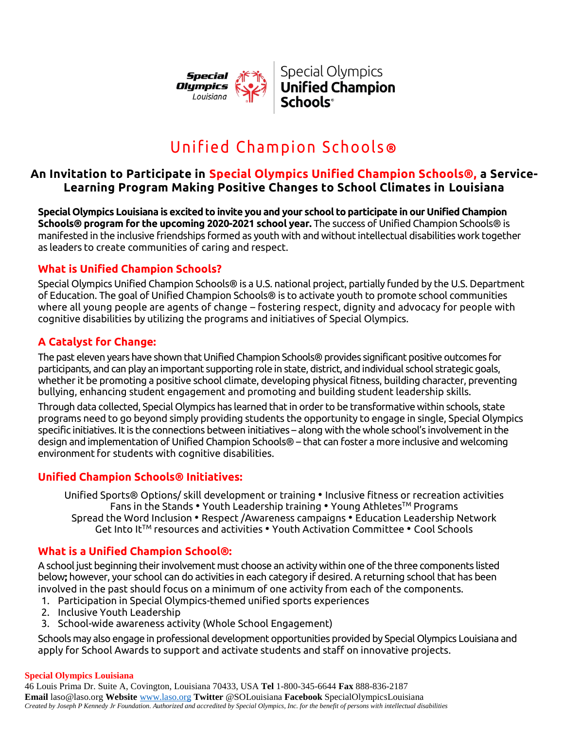Special Olympics Louisiana | Special Olympics Unified Champion Schools®

# Unified Champion Schools®

## An Invitation to Participate in Special Olympics Unified Champion Schools®, a Service-Learning Program Making Positive Changes to School Climates in Louisiana

**Special Olympics Louisiana is excited to invite you and your school to participate in our Unified Champion Schools® program for the upcoming 2020-2021 school year.** The success of Unified Champion Schools® is manifested in the inclusive friendships formed as youth with and without intellectual disabilities work together as leaders to create communities of caring and respect.

### What is Unified Champion Schools?

Special Olympics Unified Champion Schools® is a U.S. national project, partially funded by the U.S. Department of Education. The goal of Unified Champion Schools® is to activate youth to promote school communities where all young people are agents of change – fostering respect, dignity and advocacy for people with cognitive disabilities by utilizing the programs and initiatives of Special Olympics.

### A Catalyst for Change:

The past eleven years have shown that Unified Champion Schools® provides significant positive outcomes for participants, and can play an important supporting role in state, district, and individual school strategic goals, whether it be promoting a positive school climate, developing physical fitness, building character, preventing bullying, enhancing student engagement and promoting and building student leadership skills.

Through data collected, Special Olympics has learned that in order to be transformative within schools, state programs need to go beyond simply providing students the opportunity to engage in single, Special Olympics specific initiatives. It is the connections between initiatives – along with the whole school's involvement in the design and implementation of Unified Champion Schools® – that can foster a more inclusive and welcoming environment for students with cognitive disabilities.

### Unified Champion Schools® Initiatives:

Unified Sports® Options/ skill development or training • Inclusive fitness or recreation activities
Fans in the Stands • Youth Leadership training • Young Athletes™ Programs
Spread the Word Inclusion • Respect /Awareness campaigns • Education Leadership Network
Get Into It™ resources and activities • Youth Activation Committee • Cool Schools

### What is a Unified Champion School®:

A school just beginning their involvement must choose an activity within one of the three components listed below; however, your school can do activities in each category if desired. A returning school that has been involved in the past should focus on a minimum of one activity from each of the components.

1. Participation in Special Olympics-themed unified sports experiences
2. Inclusive Youth Leadership
3. School-wide awareness activity (Whole School Engagement)

Schools may also engage in professional development opportunities provided by Special Olympics Louisiana and apply for School Awards to support and activate students and staff on innovative projects.

**Special Olympics Louisiana**
46 Louis Prima Dr. Suite A, Covington, Louisiana 70433, USA **Tel** 1-800-345-6644 **Fax** 888-836-2187
**Email** laso@laso.org **Website** www.laso.org **Twitter** @SOLouisiana **Facebook** SpecialOlympicsLouisiana
*Created by Joseph P Kennedy Jr Foundation. Authorized and accredited by Special Olympics, Inc. for the benefit of persons with intellectual disabilities*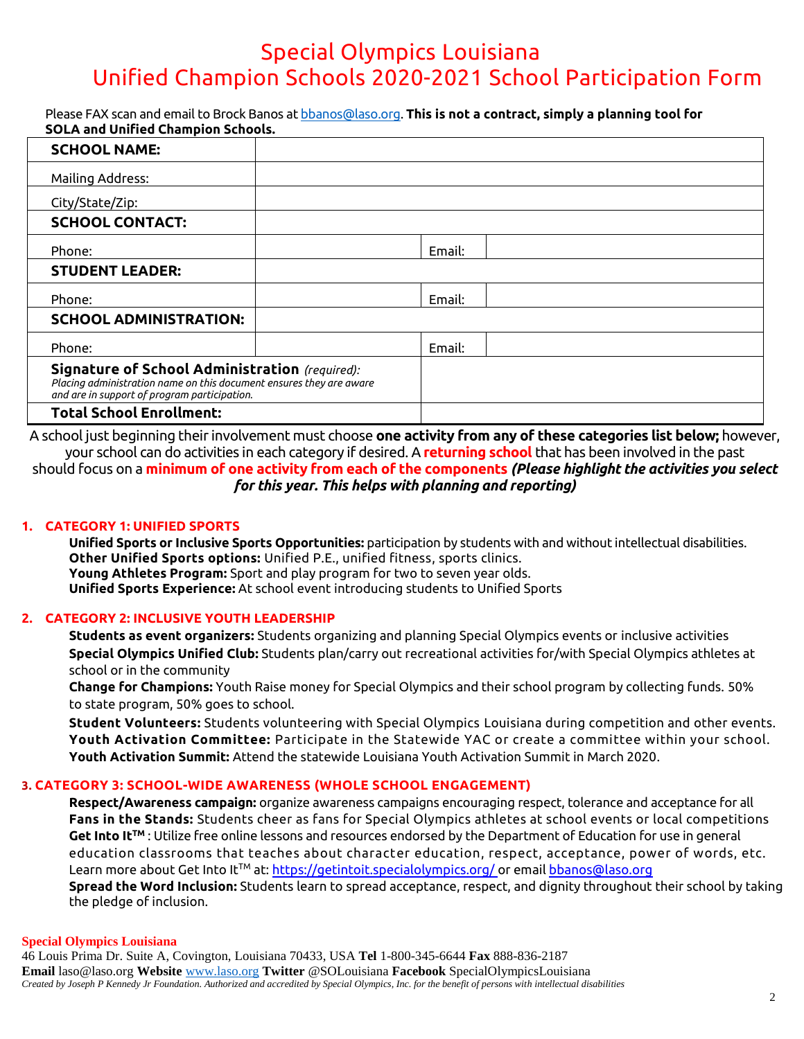# Special Olympics Louisiana
# Unified Champion Schools 2020-2021 School Participation Form

Please FAX scan and email to Brock Banos at bbanos@laso.org. **This is not a contract, simply a planning tool for SOLA and Unified Champion Schools.**

| **SCHOOL NAME:** | | | |
|---|---|---|---|
| Mailing Address: | | | |
| City/State/Zip: | | | |
| **SCHOOL CONTACT:** | | | |
| Phone: | | Email: | |
| **STUDENT LEADER:** | | | |
| Phone: | | Email: | |
| **SCHOOL ADMINISTRATION:** | | | |
| Phone: | | Email: | |
| **Signature of School Administration** *(required): Placing administration name on this document ensures they are aware and are in support of program participation.* | | | |
| **Total School Enrollment:** | | | |

A school just beginning their involvement must choose **one activity from any of these categories list below;** however, your school can do activities in each category if desired. A **returning school** that has been involved in the past should focus on a **minimum of one activity from each of the components** ***(Please highlight the activities you select for this year. This helps with planning and reporting)***

## 1. CATEGORY 1: UNIFIED SPORTS

**Unified Sports or Inclusive Sports Opportunities:** participation by students with and without intellectual disabilities.
**Other Unified Sports options:** Unified P.E., unified fitness, sports clinics.
**Young Athletes Program:** Sport and play program for two to seven year olds.
**Unified Sports Experience:** At school event introducing students to Unified Sports

## 2. CATEGORY 2: INCLUSIVE YOUTH LEADERSHIP

**Students as event organizers:** Students organizing and planning Special Olympics events or inclusive activities
**Special Olympics Unified Club:** Students plan/carry out recreational activities for/with Special Olympics athletes at school or in the community
**Change for Champions:** Youth Raise money for Special Olympics and their school program by collecting funds. 50% to state program, 50% goes to school.
**Student Volunteers:** Students volunteering with Special Olympics Louisiana during competition and other events.
**Youth Activation Committee:** Participate in the Statewide YAC or create a committee within your school.
**Youth Activation Summit:** Attend the statewide Louisiana Youth Activation Summit in March 2020.

## 3. CATEGORY 3: SCHOOL-WIDE AWARENESS (WHOLE SCHOOL ENGAGEMENT)

**Respect/Awareness campaign:** organize awareness campaigns encouraging respect, tolerance and acceptance for all
**Fans in the Stands:** Students cheer as fans for Special Olympics athletes at school events or local competitions
**Get Into It™** : Utilize free online lessons and resources endorsed by the Department of Education for use in general education classrooms that teaches about character education, respect, acceptance, power of words, etc. Learn more about Get Into It™ at: https://getintoit.specialolympics.org/ or email bbanos@laso.org
**Spread the Word Inclusion:** Students learn to spread acceptance, respect, and dignity throughout their school by taking the pledge of inclusion.

**Special Olympics Louisiana**
46 Louis Prima Dr. Suite A, Covington, Louisiana 70433, USA **Tel** 1-800-345-6644 **Fax** 888-836-2187
**Email** laso@laso.org **Website** www.laso.org **Twitter** @SOLouisiana **Facebook** SpecialOlympicsLouisiana
*Created by Joseph P Kennedy Jr Foundation. Authorized and accredited by Special Olympics, Inc. for the benefit of persons with intellectual disabilities*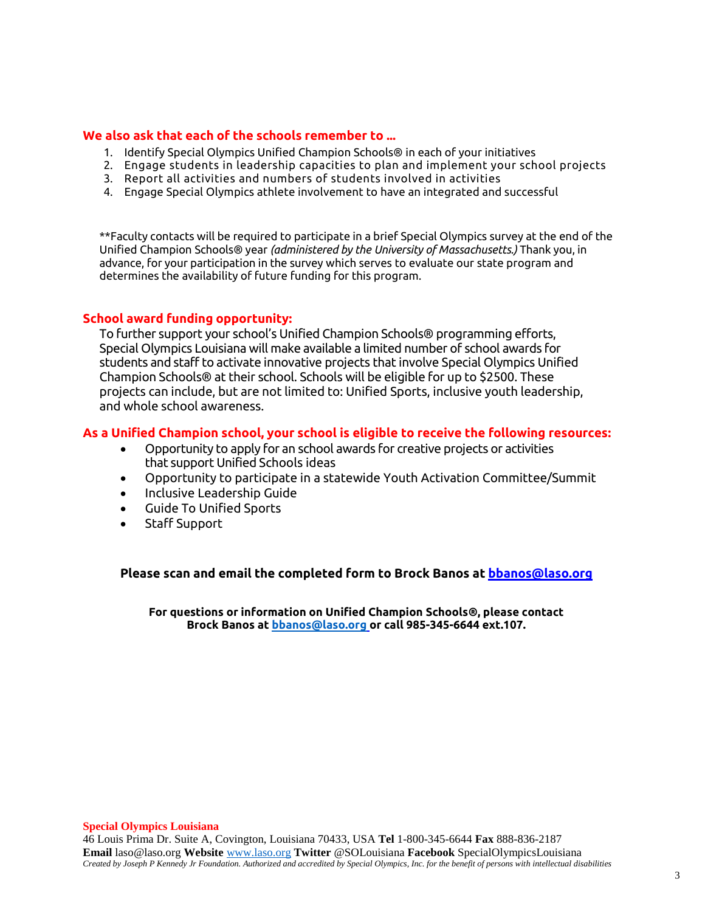**We also ask that each of the schools remember to …**

1. Identify Special Olympics Unified Champion Schools® in each of your initiatives
2. Engage students in leadership capacities to plan and implement your school projects
3. Report all activities and numbers of students involved in activities
4. Engage Special Olympics athlete involvement to have an integrated and successful

**Faculty contacts will be required to participate in a brief Special Olympics survey at the end of the Unified Champion Schools® year *(administered by the University of Massachusetts.)* Thank you, in advance, for your participation in the survey which serves to evaluate our state program and determines the availability of future funding for this program.

**School award funding opportunity:**

To further support your school's Unified Champion Schools® programming efforts, Special Olympics Louisiana will make available a limited number of school awards for students and staff to activate innovative projects that involve Special Olympics Unified Champion Schools® at their school. Schools will be eligible for up to $2500. These projects can include, but are not limited to: Unified Sports, inclusive youth leadership, and whole school awareness.

**As a Unified Champion school, your school is eligible to receive the following resources:**

- Opportunity to apply for an school awards for creative projects or activities that support Unified Schools ideas
- Opportunity to participate in a statewide Youth Activation Committee/Summit
- Inclusive Leadership Guide
- Guide To Unified Sports
- Staff Support

**Please scan and email the completed form to Brock Banos at [bbanos@laso.org](mailto:bbanos@laso.org)**

**For questions or information on Unified Champion Schools®, please contact Brock Banos at [bbanos@laso.org](mailto:bbanos@laso.org) or call 985-345-6644 ext.107.**

**Special Olympics Louisiana**
46 Louis Prima Dr. Suite A, Covington, Louisiana 70433, USA **Tel** 1-800-345-6644 **Fax** 888-836-2187
**Email** laso@laso.org **Website** www.laso.org **Twitter** @SOLouisiana **Facebook** SpecialOlympicsLouisiana
*Created by Joseph P Kennedy Jr Foundation. Authorized and accredited by Special Olympics, Inc. for the benefit of persons with intellectual disabilities*